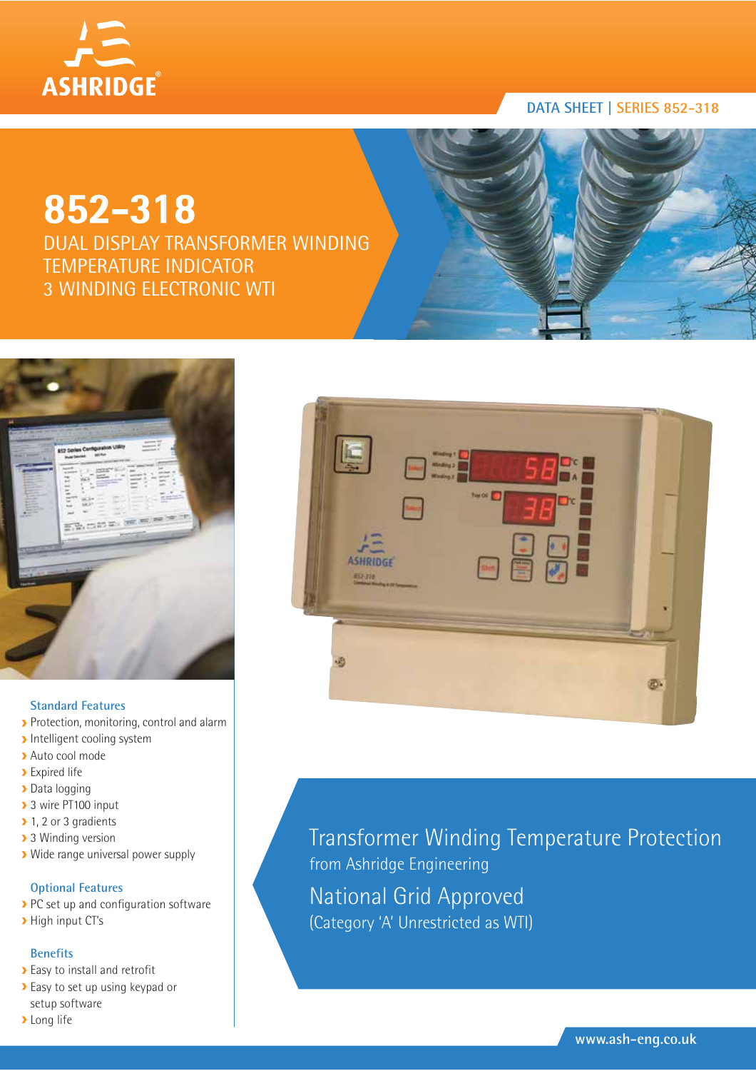ASHRIDGE®

DATA SHEET | SERIES 852-318

# 852-318

## DUAL DISPLAY TRANSFORMER WINDING TEMPERATURE INDICATOR 3 WINDING ELECTRONIC WTI

### Standard Features

- Protection, monitoring, control and alarm
- Intelligent cooling system
- Auto cool mode
- Expired life
- Data logging
- 3 wire PT100 input
- 1, 2 or 3 gradients
- 3 Winding version
- Wide range universal power supply

### Optional Features

- PC set up and configuration software
- High input CT's

### Benefits

- Easy to install and retrofit
- Easy to set up using keypad or setup software
- Long life

## Transformer Winding Temperature Protection

from Ashridge Engineering

## National Grid Approved

(Category 'A' Unrestricted as WTI)

www.ash-eng.co.uk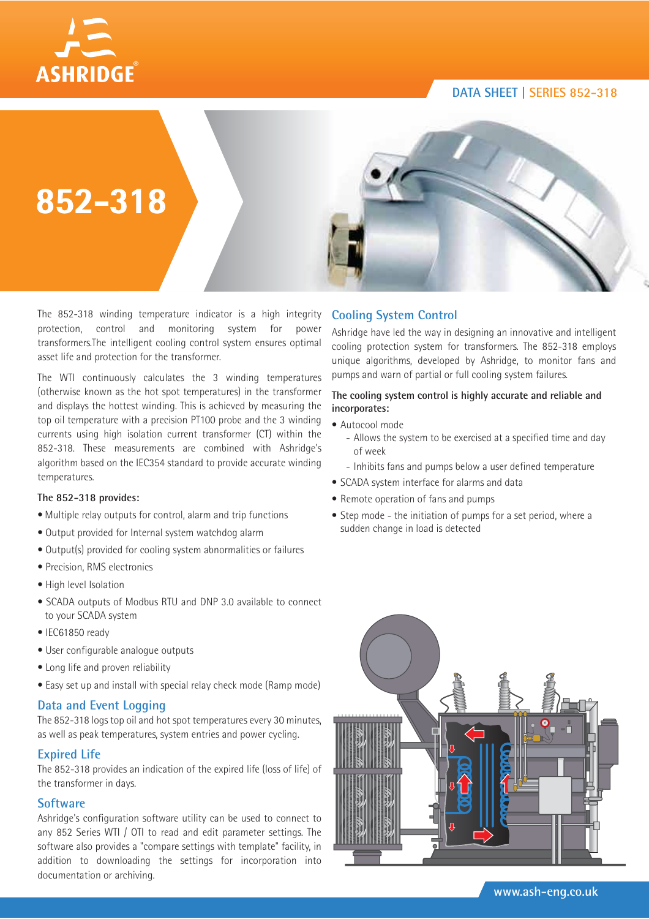# 852-318

The 852-318 winding temperature indicator is a high integrity protection, control and monitoring system for power transformers.The intelligent cooling control system ensures optimal asset life and protection for the transformer.

The WTI continuously calculates the 3 winding temperatures (otherwise known as the hot spot temperatures) in the transformer and displays the hottest winding. This is achieved by measuring the top oil temperature with a precision PT100 probe and the 3 winding currents using high isolation current transformer (CT) within the 852-318. These measurements are combined with Ashridge's algorithm based on the IEC354 standard to provide accurate winding temperatures.

**The 852-318 provides:**

- Multiple relay outputs for control, alarm and trip functions
- Output provided for Internal system watchdog alarm
- Output(s) provided for cooling system abnormalities or failures
- Precision, RMS electronics
- High level Isolation
- SCADA outputs of Modbus RTU and DNP 3.0 available to connect to your SCADA system
- IEC61850 ready
- User configurable analogue outputs
- Long life and proven reliability
- Easy set up and install with special relay check mode (Ramp mode)

## Data and Event Logging

The 852-318 logs top oil and hot spot temperatures every 30 minutes, as well as peak temperatures, system entries and power cycling.

## Expired Life

The 852-318 provides an indication of the expired life (loss of life) of the transformer in days.

## Software

Ashridge's configuration software utility can be used to connect to any 852 Series WTI / OTI to read and edit parameter settings. The software also provides a "compare settings with template" facility, in addition to downloading the settings for incorporation into documentation or archiving.

## Cooling System Control

Ashridge have led the way in designing an innovative and intelligent cooling protection system for transformers. The 852-318 employs unique algorithms, developed by Ashridge, to monitor fans and pumps and warn of partial or full cooling system failures.

**The cooling system control is highly accurate and reliable and incorporates:**

- Autocool mode
  - Allows the system to be exercised at a specified time and day of week
  - Inhibits fans and pumps below a user defined temperature
- SCADA system interface for alarms and data
- Remote operation of fans and pumps
- Step mode - the initiation of pumps for a set period, where a sudden change in load is detected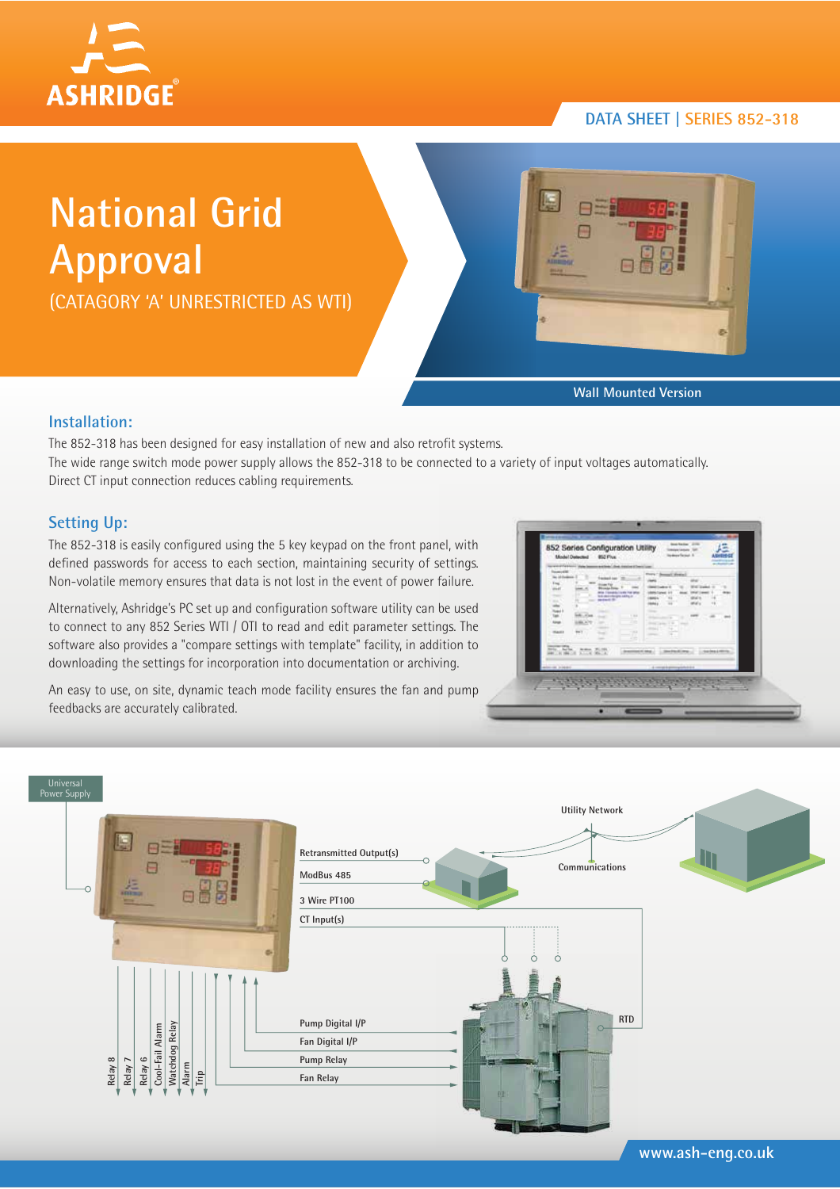DATA SHEET | SERIES 852-318

# National Grid Approval

(CATAGORY 'A' UNRESTRICTED AS WTI)

Wall Mounted Version

## Installation:

The 852-318 has been designed for easy installation of new and also retrofit systems.

The wide range switch mode power supply allows the 852-318 to be connected to a variety of input voltages automatically.

Direct CT input connection reduces cabling requirements.

## Setting Up:

The 852-318 is easily configured using the 5 key keypad on the front panel, with defined passwords for access to each section, maintaining security of settings. Non-volatile memory ensures that data is not lost in the event of power failure.

Alternatively, Ashridge's PC set up and configuration software utility can be used to connect to any 852 Series WTI / OTI to read and edit parameter settings. The software also provides a "compare settings with template" facility, in addition to downloading the settings for incorporation into documentation or archiving.

An easy to use, on site, dynamic teach mode facility ensures the fan and pump feedbacks are accurately calibrated.

Universal Power Supply

Retransmitted Output(s)

ModBus 485

3 Wire PT100

CT Input(s)

Utility Network

Communications

RTD

Pump Digital I/P

Fan Digital I/P

Pump Relay

Fan Relay

Relay 8

Relay 7

Relay 6

Cool-Fail Alarm

Watchdog Relay

Alarm

Trip

www.ash-eng.co.uk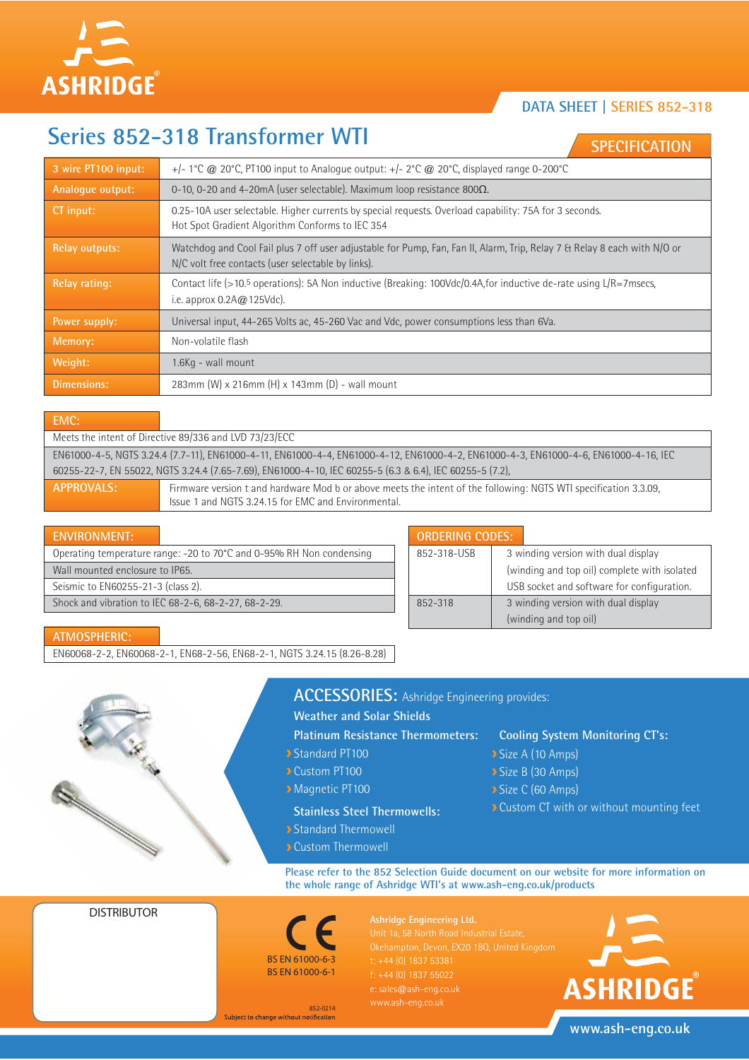DATA SHEET | SERIES 852-318

# Series 852-318 Transformer WTI

## SPECIFICATION

| | |
|---|---|
| 3 wire PT100 input: | +/- 1°C @ 20°C, PT100 input to Analogue output: +/- 2°C @ 20°C, displayed range 0-200°C |
| Analogue output: | 0-10, 0-20 and 4-20mA (user selectable). Maximum loop resistance 800Ω. |
| CT input: | 0.25-10A user selectable. Higher currents by special requests. Overload capability: 75A for 3 seconds. Hot Spot Gradient Algorithm Conforms to IEC 354 |
| Relay outputs: | Watchdog and Cool Fail plus 7 off user adjustable for Pump, Fan, Fan II, Alarm, Trip, Relay 7 & Relay 8 each with N/O or N/C volt free contacts (user selectable by links). |
| Relay rating: | Contact life (>$10^5$ operations): 5A Non inductive (Breaking: 100Vdc/0.4A,for inductive de-rate using L/R=7msecs, i.e. approx 0.2A@125Vdc). |
| Power supply: | Universal input, 44-265 Volts ac, 45-260 Vac and Vdc, power consumptions less than 6Va. |
| Memory: | Non-volatile flash |
| Weight: | 1.6Kg - wall mount |
| Dimensions: | 283mm (W) x 216mm (H) x 143mm (D) - wall mount |

## EMC:

Meets the intent of Directive 89/336 and LVD 73/23/ECC

EN61000-4-5, NGTS 3.24.4 (7.7-11), EN61000-4-11, EN61000-4-4, EN61000-4-12, EN61000-4-2, EN61000-4-3, EN61000-4-6, EN61000-4-16, IEC 60255-22-7, EN 55022, NGTS 3.24.4 (7.65-7.69), EN61000-4-10, IEC 60255-5 (6.3 & 6.4), IEC 60255-5 (7.2),

**APPROVALS:** Firmware version t and hardware Mod b or above meets the intent of the following: NGTS WTI specification 3.3.09, Issue 1 and NGTS 3.24.15 for EMC and Environmental.

## ENVIRONMENT:

- Operating temperature range: -20 to 70°C and 0-95% RH Non condensing
- Wall mounted enclosure to IP65.
- Seismic to EN60255-21-3 (class 2).
- Shock and vibration to IEC 68-2-6, 68-2-27, 68-2-29.

## ATMOSPHERIC:

EN60068-2-2, EN60068-2-1, EN68-2-56, EN68-2-1, NGTS 3.24.15 (8.26-8.28)

## ORDERING CODES:

| | |
|---|---|
| 852-318-USB | 3 winding version with dual display (winding and top oil) complete with isolated USB socket and software for configuration. |
| 852-318 | 3 winding version with dual display (winding and top oil) |

## ACCESSORIES: Ashridge Engineering provides:

**Weather and Solar Shields**

**Platinum Resistance Thermometers:**
- Standard PT100
- Custom PT100
- Magnetic PT100

**Stainless Steel Thermowells:**
- Standard Thermowell
- Custom Thermowell

**Cooling System Monitoring CT's:**
- Size A (10 Amps)
- Size B (30 Amps)
- Size C (60 Amps)
- Custom CT with or without mounting feet

**Please refer to the 852 Selection Guide document on our website for more information on the whole range of Ashridge WTI's at www.ash-eng.co.uk/products**

DISTRIBUTOR

BS EN 61000-6-3
BS EN 61000-6-1

852-0214
Subject to change without notification

**Ashridge Engineering Ltd.**
Unit 1a, 58 North Road Industrial Estate,
Okehampton, Devon, EX20 1BQ, United Kingdom
t: +44 (0) 1837 53381
f: +44 (0) 1837 55022
e: sales@ash-eng.co.uk
www.ash-eng.co.uk

ASHRIDGE®

www.ash-eng.co.uk